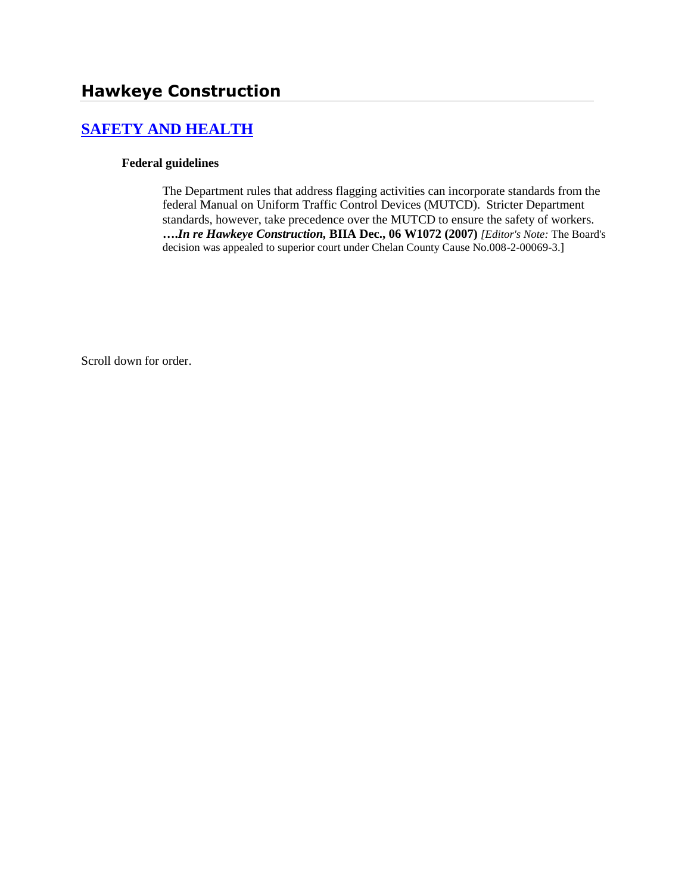# Hawkeye Construction

## SAFETY AND HEALTH

### Federal guidelines

The Department rules that address flagging activities can incorporate standards from the federal Manual on Uniform Traffic Control Devices (MUTCD). Stricter Department standards, however, take precedence over the MUTCD to ensure the safety of workers. ***….In re Hawkeye Construction,* BIIA Dec., 06 W1072 (2007)** *[Editor's Note:* The Board's decision was appealed to superior court under Chelan County Cause No.008-2-00069-3.]

Scroll down for order.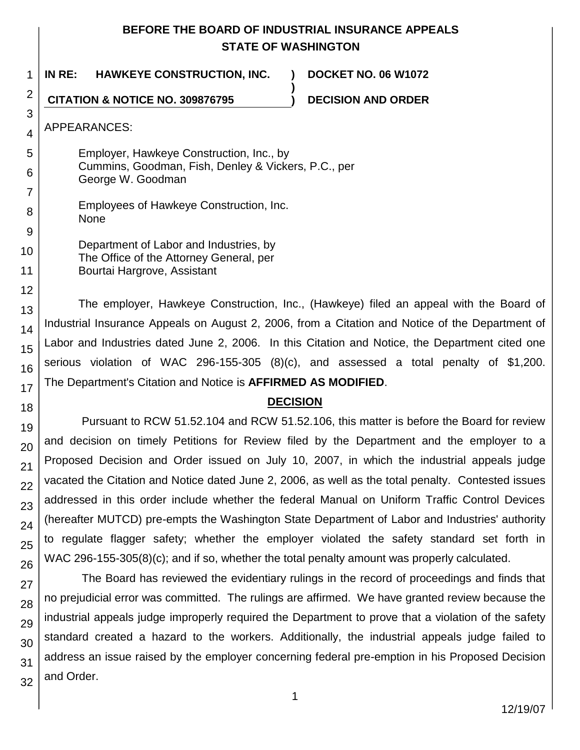# BEFORE THE BOARD OF INDUSTRIAL INSURANCE APPEALS
# STATE OF WASHINGTON

**IN RE: HAWKEYE CONSTRUCTION, INC.** ) **DOCKET NO. 06 W1072**
)
**CITATION & NOTICE NO. 309876795** ) **DECISION AND ORDER**

APPEARANCES:

Employer, Hawkeye Construction, Inc., by
Cummins, Goodman, Fish, Denley & Vickers, P.C., per
George W. Goodman

Employees of Hawkeye Construction, Inc.
None

Department of Labor and Industries, by
The Office of the Attorney General, per
Bourtai Hargrove, Assistant

The employer, Hawkeye Construction, Inc., (Hawkeye) filed an appeal with the Board of Industrial Insurance Appeals on August 2, 2006, from a Citation and Notice of the Department of Labor and Industries dated June 2, 2006. In this Citation and Notice, the Department cited one serious violation of WAC 296-155-305 (8)(c), and assessed a total penalty of $1,200. The Department's Citation and Notice is **AFFIRMED AS MODIFIED**.

## DECISION

Pursuant to RCW 51.52.104 and RCW 51.52.106, this matter is before the Board for review and decision on timely Petitions for Review filed by the Department and the employer to a Proposed Decision and Order issued on July 10, 2007, in which the industrial appeals judge vacated the Citation and Notice dated June 2, 2006, as well as the total penalty. Contested issues addressed in this order include whether the federal Manual on Uniform Traffic Control Devices (hereafter MUTCD) pre-empts the Washington State Department of Labor and Industries' authority to regulate flagger safety; whether the employer violated the safety standard set forth in WAC 296-155-305(8)(c); and if so, whether the total penalty amount was properly calculated.

The Board has reviewed the evidentiary rulings in the record of proceedings and finds that no prejudicial error was committed. The rulings are affirmed. We have granted review because the industrial appeals judge improperly required the Department to prove that a violation of the safety standard created a hazard to the workers. Additionally, the industrial appeals judge failed to address an issue raised by the employer concerning federal pre-emption in his Proposed Decision and Order.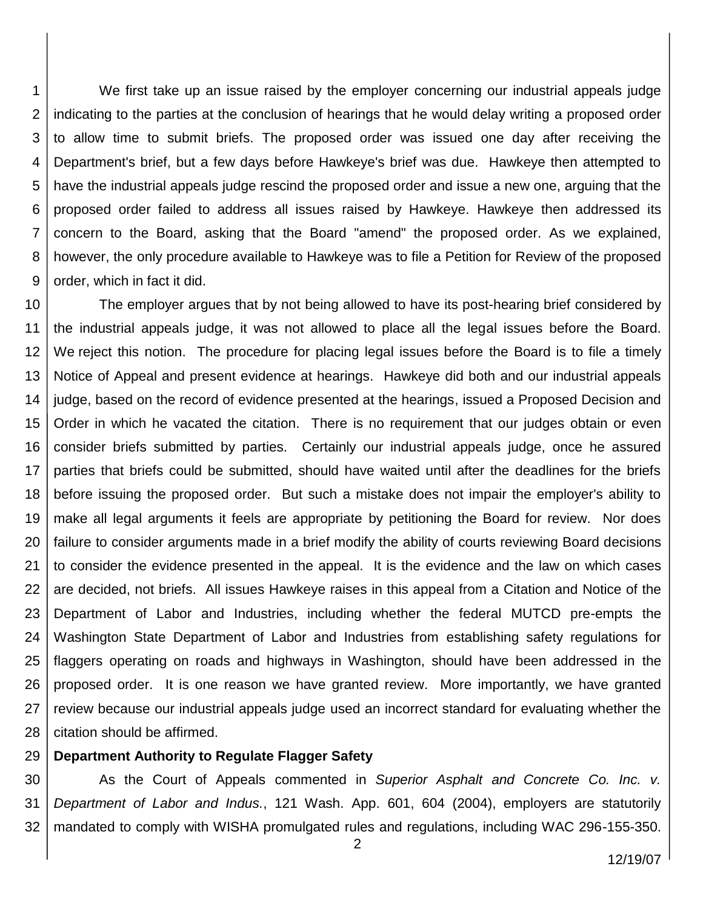We first take up an issue raised by the employer concerning our industrial appeals judge indicating to the parties at the conclusion of hearings that he would delay writing a proposed order to allow time to submit briefs. The proposed order was issued one day after receiving the Department's brief, but a few days before Hawkeye's brief was due. Hawkeye then attempted to have the industrial appeals judge rescind the proposed order and issue a new one, arguing that the proposed order failed to address all issues raised by Hawkeye. Hawkeye then addressed its concern to the Board, asking that the Board "amend" the proposed order. As we explained, however, the only procedure available to Hawkeye was to file a Petition for Review of the proposed order, which in fact it did.

The employer argues that by not being allowed to have its post-hearing brief considered by the industrial appeals judge, it was not allowed to place all the legal issues before the Board. We reject this notion. The procedure for placing legal issues before the Board is to file a timely Notice of Appeal and present evidence at hearings. Hawkeye did both and our industrial appeals judge, based on the record of evidence presented at the hearings, issued a Proposed Decision and Order in which he vacated the citation. There is no requirement that our judges obtain or even consider briefs submitted by parties. Certainly our industrial appeals judge, once he assured parties that briefs could be submitted, should have waited until after the deadlines for the briefs before issuing the proposed order. But such a mistake does not impair the employer's ability to make all legal arguments it feels are appropriate by petitioning the Board for review. Nor does failure to consider arguments made in a brief modify the ability of courts reviewing Board decisions to consider the evidence presented in the appeal. It is the evidence and the law on which cases are decided, not briefs. All issues Hawkeye raises in this appeal from a Citation and Notice of the Department of Labor and Industries, including whether the federal MUTCD pre-empts the Washington State Department of Labor and Industries from establishing safety regulations for flaggers operating on roads and highways in Washington, should have been addressed in the proposed order. It is one reason we have granted review. More importantly, we have granted review because our industrial appeals judge used an incorrect standard for evaluating whether the citation should be affirmed.

**Department Authority to Regulate Flagger Safety**

As the Court of Appeals commented in *Superior Asphalt and Concrete Co. Inc. v. Department of Labor and Indus.*, 121 Wash. App. 601, 604 (2004), employers are statutorily mandated to comply with WISHA promulgated rules and regulations, including WAC 296-155-350.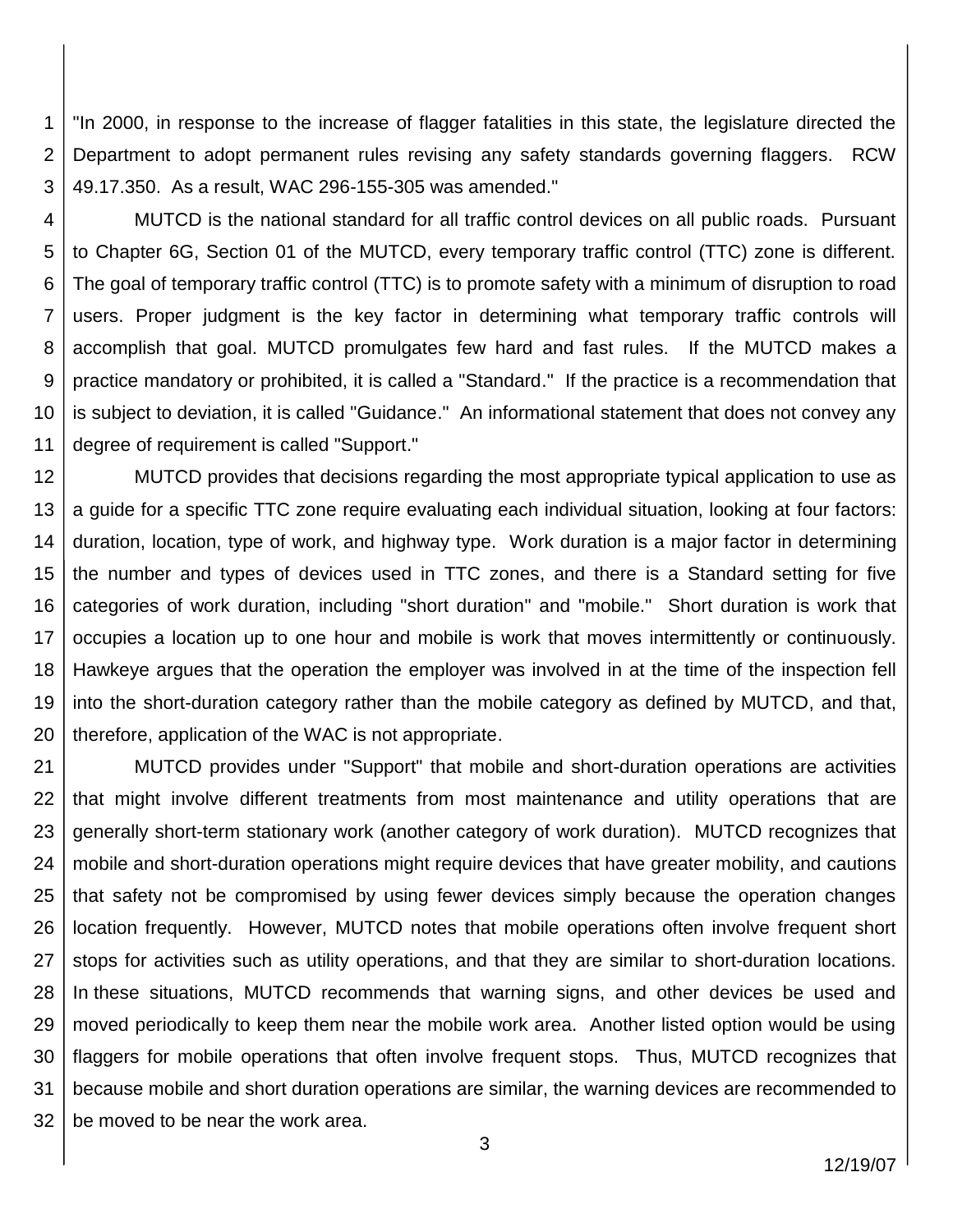"In 2000, in response to the increase of flagger fatalities in this state, the legislature directed the Department to adopt permanent rules revising any safety standards governing flaggers. RCW 49.17.350. As a result, WAC 296-155-305 was amended."

MUTCD is the national standard for all traffic control devices on all public roads. Pursuant to Chapter 6G, Section 01 of the MUTCD, every temporary traffic control (TTC) zone is different. The goal of temporary traffic control (TTC) is to promote safety with a minimum of disruption to road users. Proper judgment is the key factor in determining what temporary traffic controls will accomplish that goal. MUTCD promulgates few hard and fast rules. If the MUTCD makes a practice mandatory or prohibited, it is called a "Standard." If the practice is a recommendation that is subject to deviation, it is called "Guidance." An informational statement that does not convey any degree of requirement is called "Support."

MUTCD provides that decisions regarding the most appropriate typical application to use as a guide for a specific TTC zone require evaluating each individual situation, looking at four factors: duration, location, type of work, and highway type. Work duration is a major factor in determining the number and types of devices used in TTC zones, and there is a Standard setting for five categories of work duration, including "short duration" and "mobile." Short duration is work that occupies a location up to one hour and mobile is work that moves intermittently or continuously. Hawkeye argues that the operation the employer was involved in at the time of the inspection fell into the short-duration category rather than the mobile category as defined by MUTCD, and that, therefore, application of the WAC is not appropriate.

MUTCD provides under "Support" that mobile and short-duration operations are activities that might involve different treatments from most maintenance and utility operations that are generally short-term stationary work (another category of work duration). MUTCD recognizes that mobile and short-duration operations might require devices that have greater mobility, and cautions that safety not be compromised by using fewer devices simply because the operation changes location frequently. However, MUTCD notes that mobile operations often involve frequent short stops for activities such as utility operations, and that they are similar to short-duration locations. In these situations, MUTCD recommends that warning signs, and other devices be used and moved periodically to keep them near the mobile work area. Another listed option would be using flaggers for mobile operations that often involve frequent stops. Thus, MUTCD recognizes that because mobile and short duration operations are similar, the warning devices are recommended to be moved to be near the work area.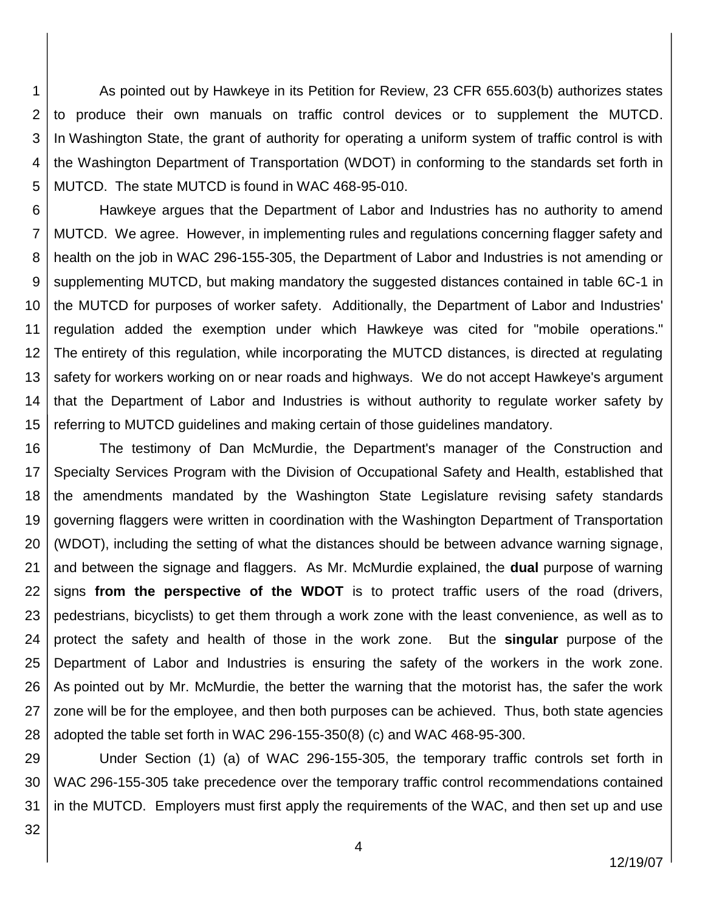As pointed out by Hawkeye in its Petition for Review, 23 CFR 655.603(b) authorizes states to produce their own manuals on traffic control devices or to supplement the MUTCD. In Washington State, the grant of authority for operating a uniform system of traffic control is with the Washington Department of Transportation (WDOT) in conforming to the standards set forth in MUTCD. The state MUTCD is found in WAC 468-95-010.

Hawkeye argues that the Department of Labor and Industries has no authority to amend MUTCD. We agree. However, in implementing rules and regulations concerning flagger safety and health on the job in WAC 296-155-305, the Department of Labor and Industries is not amending or supplementing MUTCD, but making mandatory the suggested distances contained in table 6C-1 in the MUTCD for purposes of worker safety. Additionally, the Department of Labor and Industries' regulation added the exemption under which Hawkeye was cited for "mobile operations." The entirety of this regulation, while incorporating the MUTCD distances, is directed at regulating safety for workers working on or near roads and highways. We do not accept Hawkeye's argument that the Department of Labor and Industries is without authority to regulate worker safety by referring to MUTCD guidelines and making certain of those guidelines mandatory.

The testimony of Dan McMurdie, the Department's manager of the Construction and Specialty Services Program with the Division of Occupational Safety and Health, established that the amendments mandated by the Washington State Legislature revising safety standards governing flaggers were written in coordination with the Washington Department of Transportation (WDOT), including the setting of what the distances should be between advance warning signage, and between the signage and flaggers. As Mr. McMurdie explained, the **dual** purpose of warning signs **from the perspective of the WDOT** is to protect traffic users of the road (drivers, pedestrians, bicyclists) to get them through a work zone with the least convenience, as well as to protect the safety and health of those in the work zone. But the **singular** purpose of the Department of Labor and Industries is ensuring the safety of the workers in the work zone. As pointed out by Mr. McMurdie, the better the warning that the motorist has, the safer the work zone will be for the employee, and then both purposes can be achieved. Thus, both state agencies adopted the table set forth in WAC 296-155-350(8) (c) and WAC 468-95-300.

Under Section (1) (a) of WAC 296-155-305, the temporary traffic controls set forth in WAC 296-155-305 take precedence over the temporary traffic control recommendations contained in the MUTCD. Employers must first apply the requirements of the WAC, and then set up and use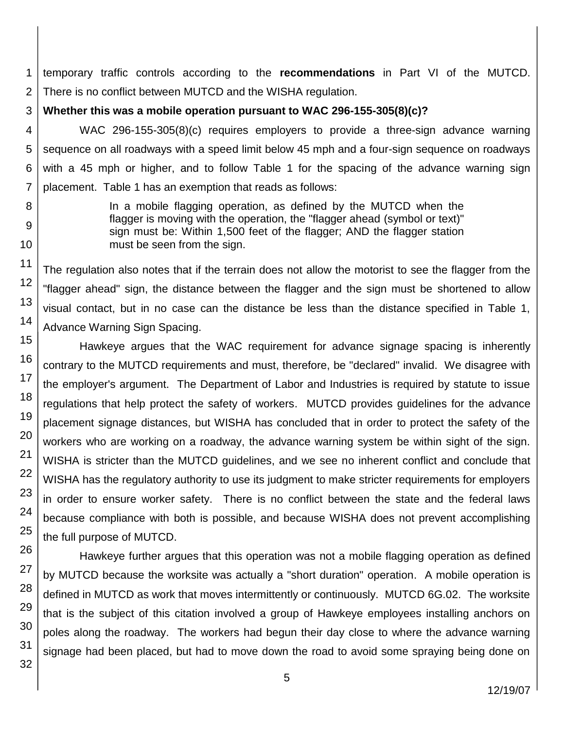temporary traffic controls according to the **recommendations** in Part VI of the MUTCD. There is no conflict between MUTCD and the WISHA regulation.

**Whether this was a mobile operation pursuant to WAC 296-155-305(8)(c)?**

WAC 296-155-305(8)(c) requires employers to provide a three-sign advance warning sequence on all roadways with a speed limit below 45 mph and a four-sign sequence on roadways with a 45 mph or higher, and to follow Table 1 for the spacing of the advance warning sign placement. Table 1 has an exemption that reads as follows:

> In a mobile flagging operation, as defined by the MUTCD when the flagger is moving with the operation, the "flagger ahead (symbol or text)" sign must be: Within 1,500 feet of the flagger; AND the flagger station must be seen from the sign.

The regulation also notes that if the terrain does not allow the motorist to see the flagger from the "flagger ahead" sign, the distance between the flagger and the sign must be shortened to allow visual contact, but in no case can the distance be less than the distance specified in Table 1, Advance Warning Sign Spacing.

Hawkeye argues that the WAC requirement for advance signage spacing is inherently contrary to the MUTCD requirements and must, therefore, be "declared" invalid. We disagree with the employer's argument. The Department of Labor and Industries is required by statute to issue regulations that help protect the safety of workers. MUTCD provides guidelines for the advance placement signage distances, but WISHA has concluded that in order to protect the safety of the workers who are working on a roadway, the advance warning system be within sight of the sign. WISHA is stricter than the MUTCD guidelines, and we see no inherent conflict and conclude that WISHA has the regulatory authority to use its judgment to make stricter requirements for employers in order to ensure worker safety. There is no conflict between the state and the federal laws because compliance with both is possible, and because WISHA does not prevent accomplishing the full purpose of MUTCD.

Hawkeye further argues that this operation was not a mobile flagging operation as defined by MUTCD because the worksite was actually a "short duration" operation. A mobile operation is defined in MUTCD as work that moves intermittently or continuously. MUTCD 6G.02. The worksite that is the subject of this citation involved a group of Hawkeye employees installing anchors on poles along the roadway. The workers had begun their day close to where the advance warning signage had been placed, but had to move down the road to avoid some spraying being done on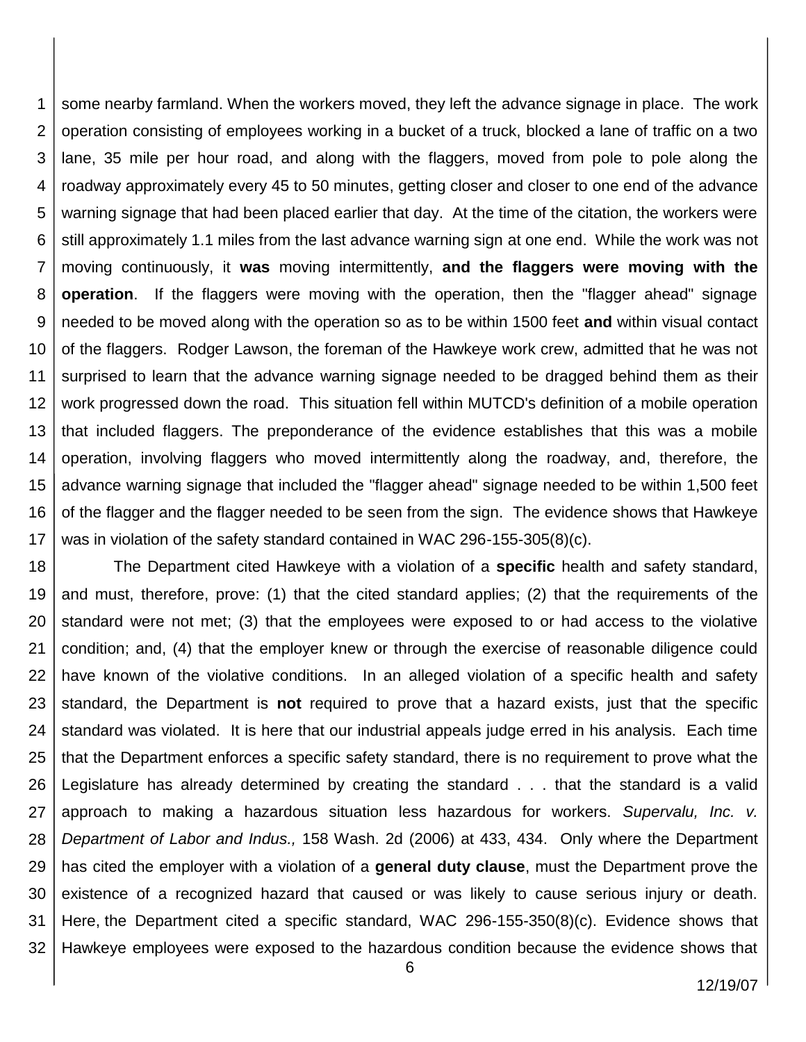some nearby farmland. When the workers moved, they left the advance signage in place. The work operation consisting of employees working in a bucket of a truck, blocked a lane of traffic on a two lane, 35 mile per hour road, and along with the flaggers, moved from pole to pole along the roadway approximately every 45 to 50 minutes, getting closer and closer to one end of the advance warning signage that had been placed earlier that day. At the time of the citation, the workers were still approximately 1.1 miles from the last advance warning sign at one end. While the work was not moving continuously, it **was** moving intermittently, **and the flaggers were moving with the operation**. If the flaggers were moving with the operation, then the "flagger ahead" signage needed to be moved along with the operation so as to be within 1500 feet **and** within visual contact of the flaggers. Rodger Lawson, the foreman of the Hawkeye work crew, admitted that he was not surprised to learn that the advance warning signage needed to be dragged behind them as their work progressed down the road. This situation fell within MUTCD's definition of a mobile operation that included flaggers. The preponderance of the evidence establishes that this was a mobile operation, involving flaggers who moved intermittently along the roadway, and, therefore, the advance warning signage that included the "flagger ahead" signage needed to be within 1,500 feet of the flagger and the flagger needed to be seen from the sign. The evidence shows that Hawkeye was in violation of the safety standard contained in WAC 296-155-305(8)(c).

The Department cited Hawkeye with a violation of a **specific** health and safety standard, and must, therefore, prove: (1) that the cited standard applies; (2) that the requirements of the standard were not met; (3) that the employees were exposed to or had access to the violative condition; and, (4) that the employer knew or through the exercise of reasonable diligence could have known of the violative conditions. In an alleged violation of a specific health and safety standard, the Department is **not** required to prove that a hazard exists, just that the specific standard was violated. It is here that our industrial appeals judge erred in his analysis. Each time that the Department enforces a specific safety standard, there is no requirement to prove what the Legislature has already determined by creating the standard . . . that the standard is a valid approach to making a hazardous situation less hazardous for workers. *Supervalu, Inc. v. Department of Labor and Indus.,* 158 Wash. 2d (2006) at 433, 434. Only where the Department has cited the employer with a violation of a **general duty clause**, must the Department prove the existence of a recognized hazard that caused or was likely to cause serious injury or death. Here, the Department cited a specific standard, WAC 296-155-350(8)(c). Evidence shows that Hawkeye employees were exposed to the hazardous condition because the evidence shows that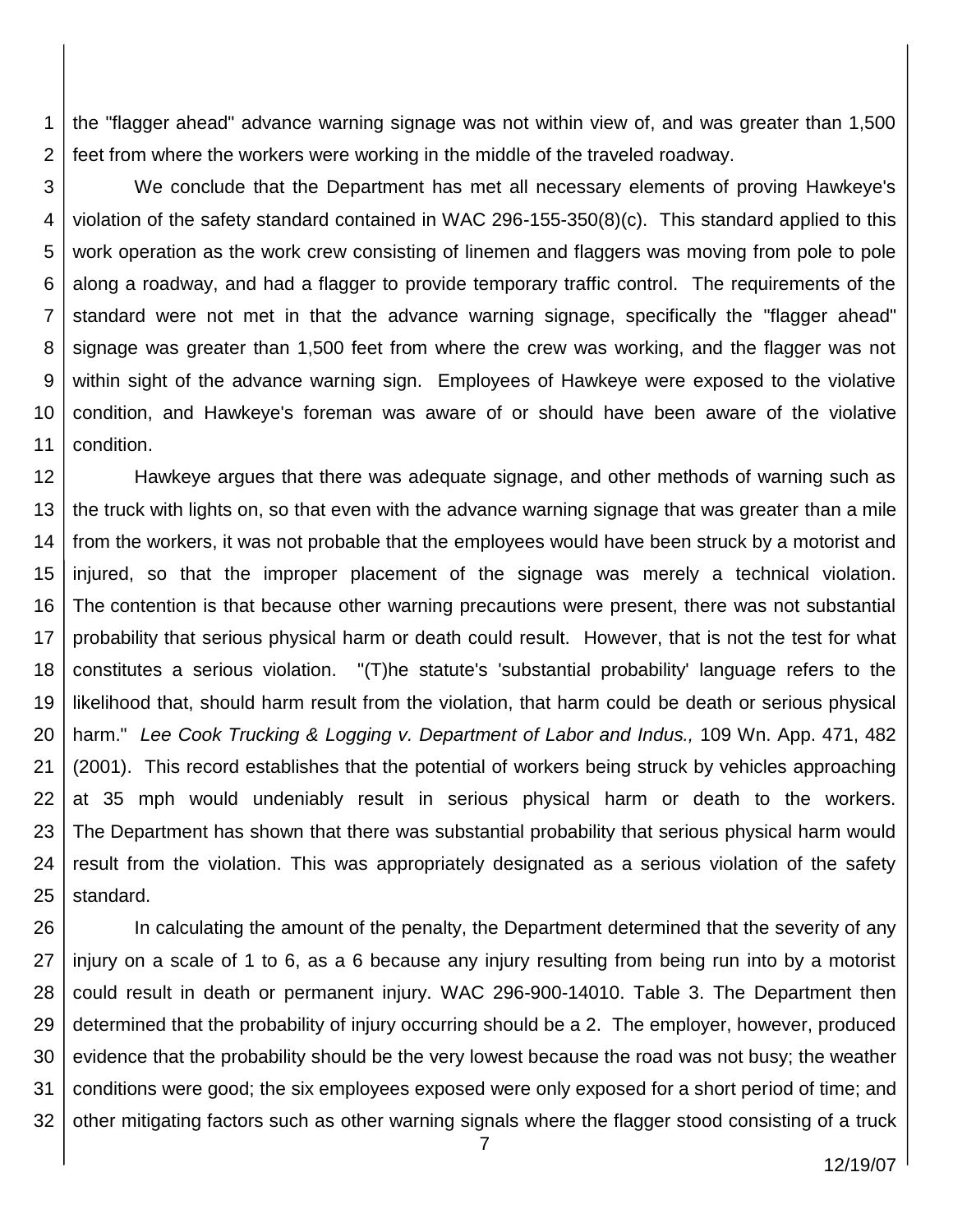the "flagger ahead" advance warning signage was not within view of, and was greater than 1,500 feet from where the workers were working in the middle of the traveled roadway.

We conclude that the Department has met all necessary elements of proving Hawkeye's violation of the safety standard contained in WAC 296-155-350(8)(c). This standard applied to this work operation as the work crew consisting of linemen and flaggers was moving from pole to pole along a roadway, and had a flagger to provide temporary traffic control. The requirements of the standard were not met in that the advance warning signage, specifically the "flagger ahead" signage was greater than 1,500 feet from where the crew was working, and the flagger was not within sight of the advance warning sign. Employees of Hawkeye were exposed to the violative condition, and Hawkeye's foreman was aware of or should have been aware of the violative condition.

Hawkeye argues that there was adequate signage, and other methods of warning such as the truck with lights on, so that even with the advance warning signage that was greater than a mile from the workers, it was not probable that the employees would have been struck by a motorist and injured, so that the improper placement of the signage was merely a technical violation. The contention is that because other warning precautions were present, there was not substantial probability that serious physical harm or death could result. However, that is not the test for what constitutes a serious violation. "(T)he statute's 'substantial probability' language refers to the likelihood that, should harm result from the violation, that harm could be death or serious physical harm." *Lee Cook Trucking & Logging v. Department of Labor and Indus.,* 109 Wn. App. 471, 482 (2001). This record establishes that the potential of workers being struck by vehicles approaching at 35 mph would undeniably result in serious physical harm or death to the workers. The Department has shown that there was substantial probability that serious physical harm would result from the violation. This was appropriately designated as a serious violation of the safety standard.

In calculating the amount of the penalty, the Department determined that the severity of any injury on a scale of 1 to 6, as a 6 because any injury resulting from being run into by a motorist could result in death or permanent injury. WAC 296-900-14010. Table 3. The Department then determined that the probability of injury occurring should be a 2. The employer, however, produced evidence that the probability should be the very lowest because the road was not busy; the weather conditions were good; the six employees exposed were only exposed for a short period of time; and other mitigating factors such as other warning signals where the flagger stood consisting of a truck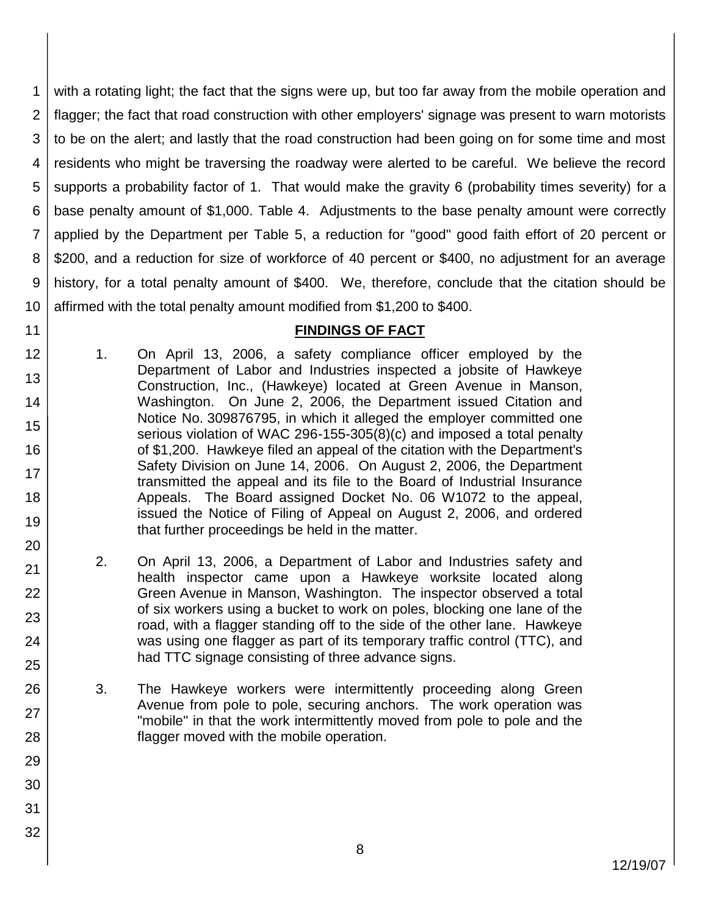with a rotating light; the fact that the signs were up, but too far away from the mobile operation and flagger; the fact that road construction with other employers' signage was present to warn motorists to be on the alert; and lastly that the road construction had been going on for some time and most residents who might be traversing the roadway were alerted to be careful. We believe the record supports a probability factor of 1. That would make the gravity 6 (probability times severity) for a base penalty amount of $1,000. Table 4. Adjustments to the base penalty amount were correctly applied by the Department per Table 5, a reduction for "good" good faith effort of 20 percent or $200, and a reduction for size of workforce of 40 percent or $400, no adjustment for an average history, for a total penalty amount of $400. We, therefore, conclude that the citation should be affirmed with the total penalty amount modified from $1,200 to $400.

## FINDINGS OF FACT

1. On April 13, 2006, a safety compliance officer employed by the Department of Labor and Industries inspected a jobsite of Hawkeye Construction, Inc., (Hawkeye) located at Green Avenue in Manson, Washington. On June 2, 2006, the Department issued Citation and Notice No. 309876795, in which it alleged the employer committed one serious violation of WAC 296-155-305(8)(c) and imposed a total penalty of $1,200. Hawkeye filed an appeal of the citation with the Department's Safety Division on June 14, 2006. On August 2, 2006, the Department transmitted the appeal and its file to the Board of Industrial Insurance Appeals. The Board assigned Docket No. 06 W1072 to the appeal, issued the Notice of Filing of Appeal on August 2, 2006, and ordered that further proceedings be held in the matter.

2. On April 13, 2006, a Department of Labor and Industries safety and health inspector came upon a Hawkeye worksite located along Green Avenue in Manson, Washington. The inspector observed a total of six workers using a bucket to work on poles, blocking one lane of the road, with a flagger standing off to the side of the other lane. Hawkeye was using one flagger as part of its temporary traffic control (TTC), and had TTC signage consisting of three advance signs.

3. The Hawkeye workers were intermittently proceeding along Green Avenue from pole to pole, securing anchors. The work operation was "mobile" in that the work intermittently moved from pole to pole and the flagger moved with the mobile operation.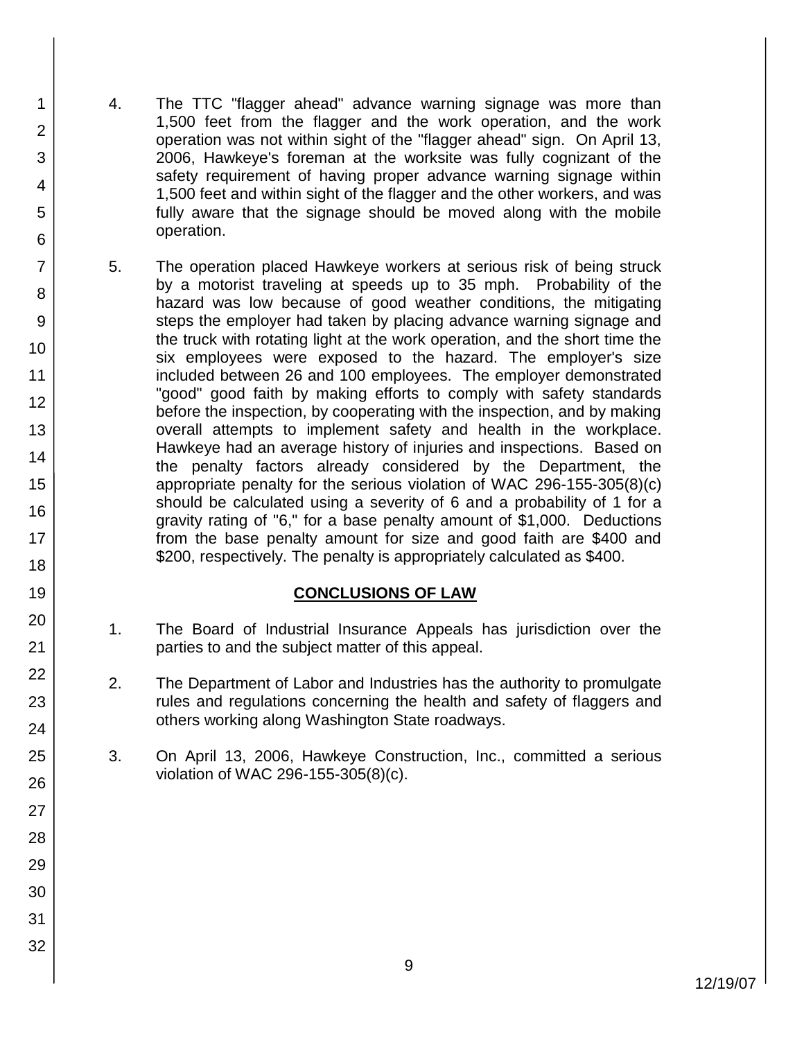4. The TTC "flagger ahead" advance warning signage was more than 1,500 feet from the flagger and the work operation, and the work operation was not within sight of the "flagger ahead" sign. On April 13, 2006, Hawkeye's foreman at the worksite was fully cognizant of the safety requirement of having proper advance warning signage within 1,500 feet and within sight of the flagger and the other workers, and was fully aware that the signage should be moved along with the mobile operation.

5. The operation placed Hawkeye workers at serious risk of being struck by a motorist traveling at speeds up to 35 mph. Probability of the hazard was low because of good weather conditions, the mitigating steps the employer had taken by placing advance warning signage and the truck with rotating light at the work operation, and the short time the six employees were exposed to the hazard. The employer's size included between 26 and 100 employees. The employer demonstrated "good" good faith by making efforts to comply with safety standards before the inspection, by cooperating with the inspection, and by making overall attempts to implement safety and health in the workplace. Hawkeye had an average history of injuries and inspections. Based on the penalty factors already considered by the Department, the appropriate penalty for the serious violation of WAC 296-155-305(8)(c) should be calculated using a severity of 6 and a probability of 1 for a gravity rating of "6," for a base penalty amount of $1,000. Deductions from the base penalty amount for size and good faith are $400 and $200, respectively. The penalty is appropriately calculated as $400.

## CONCLUSIONS OF LAW

1. The Board of Industrial Insurance Appeals has jurisdiction over the parties to and the subject matter of this appeal.

2. The Department of Labor and Industries has the authority to promulgate rules and regulations concerning the health and safety of flaggers and others working along Washington State roadways.

3. On April 13, 2006, Hawkeye Construction, Inc., committed a serious violation of WAC 296-155-305(8)(c).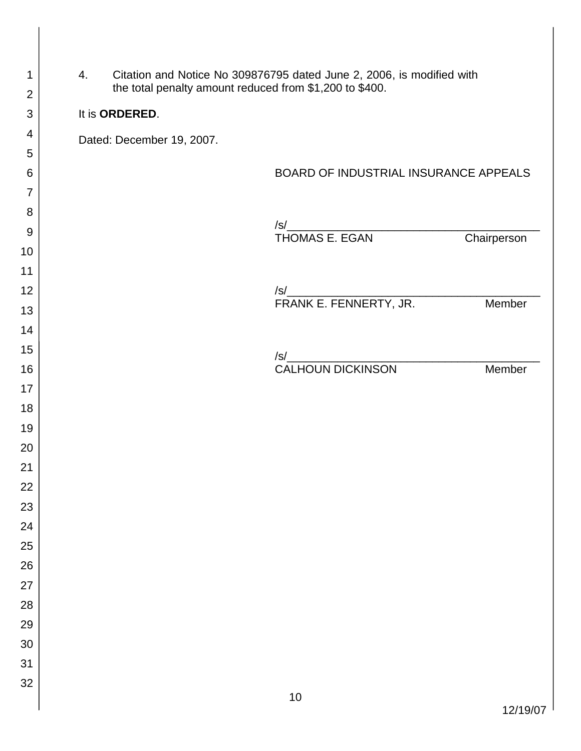4. Citation and Notice No 309876795 dated June 2, 2006, is modified with the total penalty amount reduced from $1,200 to $400.

It is **ORDERED**.

Dated: December 19, 2007.

BOARD OF INDUSTRIAL INSURANCE APPEALS

/s/\_\_\_\_\_\_\_\_\_\_\_\_\_\_\_\_\_\_\_\_\_\_\_\_\_\_\_\_\_\_\_\_\_\_\_\_\_\_\_\_\_\_
THOMAS E. EGAN Chairperson

/s/\_\_\_\_\_\_\_\_\_\_\_\_\_\_\_\_\_\_\_\_\_\_\_\_\_\_\_\_\_\_\_\_\_\_\_\_\_\_\_\_\_\_
FRANK E. FENNERTY, JR. Member

/s/\_\_\_\_\_\_\_\_\_\_\_\_\_\_\_\_\_\_\_\_\_\_\_\_\_\_\_\_\_\_\_\_\_\_\_\_\_\_\_\_\_\_
CALHOUN DICKINSON Member